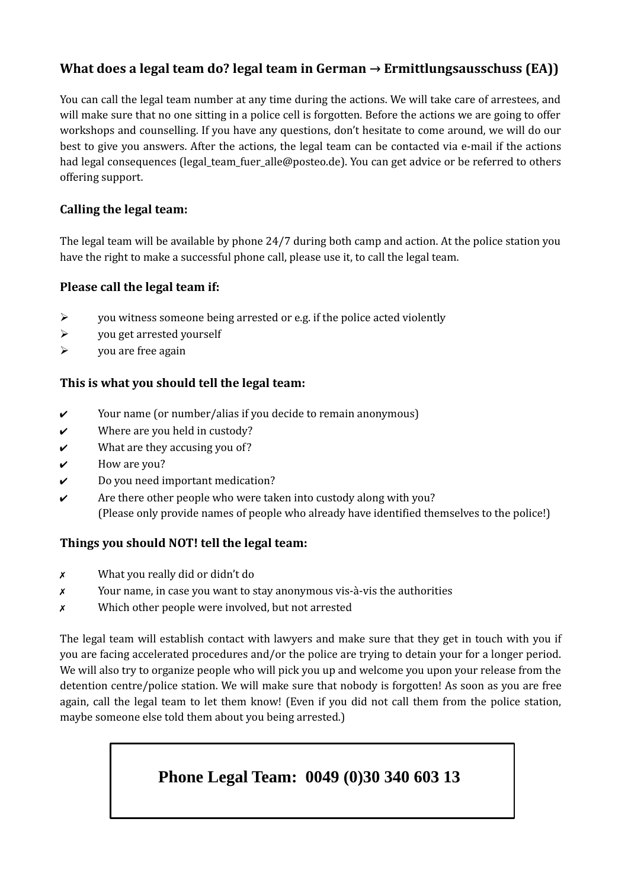## What does a legal team do? legal team in German → Ermittlungsausschuss (EA))

You can call the legal team number at any time during the actions. We will take care of arrestees, and will make sure that no one sitting in a police cell is forgotten. Before the actions we are going to offer workshops and counselling. If you have any questions, don't hesitate to come around, we will do our best to give you answers. After the actions, the legal team can be contacted via e-mail if the actions had legal consequences (legal_team_fuer_alle@posteo.de). You can get advice or be referred to others offering support.

### Calling the legal team:

The legal team will be available by phone 24/7 during both camp and action. At the police station you have the right to make a successful phone call, please use it, to call the legal team.

### Please call the legal team if:

- ➢ you witness someone being arrested or e.g. if the police acted violently
- ➢ you get arrested yourself
- ➢ you are free again

### This is what you should tell the legal team:

- ✔ Your name (or number/alias if you decide to remain anonymous)
- ✔ Where are you held in custody?
- ✔ What are they accusing you of?
- ✔ How are you?
- ✔ Do you need important medication?
- ✔ Are there other people who were taken into custody along with you?
  (Please only provide names of people who already have identified themselves to the police!)

### Things you should NOT! tell the legal team:

- ✗ What you really did or didn't do
- ✗ Your name, in case you want to stay anonymous vis-à-vis the authorities
- ✗ Which other people were involved, but not arrested

The legal team will establish contact with lawyers and make sure that they get in touch with you if you are facing accelerated procedures and/or the police are trying to detain your for a longer period. We will also try to organize people who will pick you up and welcome you upon your release from the detention centre/police station. We will make sure that nobody is forgotten! As soon as you are free again, call the legal team to let them know! (Even if you did not call them from the police station, maybe someone else told them about you being arrested.)

**Phone Legal Team: 0049 (0)30 340 603 13**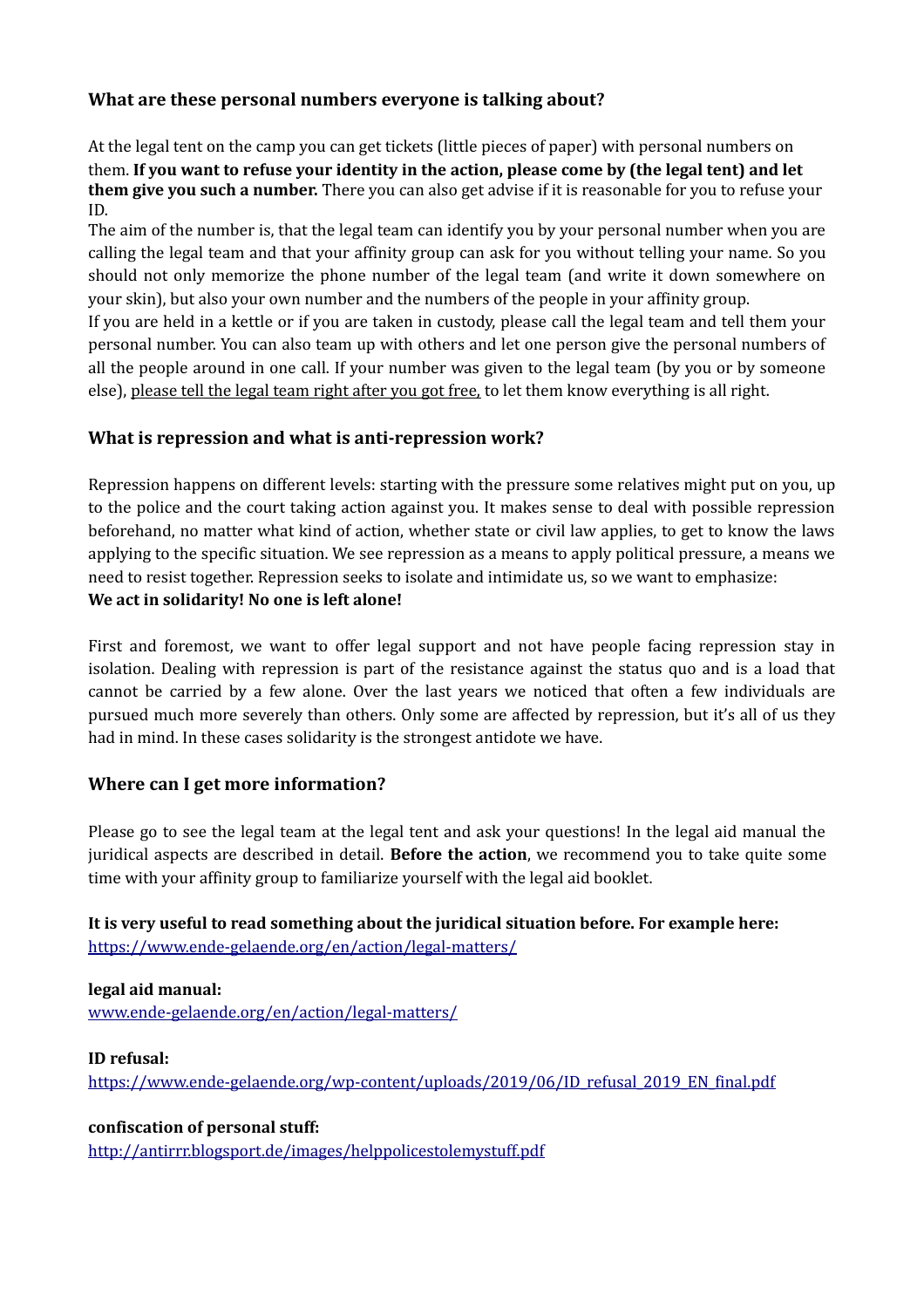## What are these personal numbers everyone is talking about?

At the legal tent on the camp you can get tickets (little pieces of paper) with personal numbers on them. **If you want to refuse your identity in the action, please come by (the legal tent) and let them give you such a number.** There you can also get advise if it is reasonable for you to refuse your ID.

The aim of the number is, that the legal team can identify you by your personal number when you are calling the legal team and that your affinity group can ask for you without telling your name. So you should not only memorize the phone number of the legal team (and write it down somewhere on your skin), but also your own number and the numbers of the people in your affinity group.

If you are held in a kettle or if you are taken in custody, please call the legal team and tell them your personal number. You can also team up with others and let one person give the personal numbers of all the people around in one call. If your number was given to the legal team (by you or by someone else), please tell the legal team right after you got free, to let them know everything is all right.

## What is repression and what is anti-repression work?

Repression happens on different levels: starting with the pressure some relatives might put on you, up to the police and the court taking action against you. It makes sense to deal with possible repression beforehand, no matter what kind of action, whether state or civil law applies, to get to know the laws applying to the specific situation. We see repression as a means to apply political pressure, a means we need to resist together. Repression seeks to isolate and intimidate us, so we want to emphasize:
**We act in solidarity! No one is left alone!**

First and foremost, we want to offer legal support and not have people facing repression stay in isolation. Dealing with repression is part of the resistance against the status quo and is a load that cannot be carried by a few alone. Over the last years we noticed that often a few individuals are pursued much more severely than others. Only some are affected by repression, but it's all of us they had in mind. In these cases solidarity is the strongest antidote we have.

## Where can I get more information?

Please go to see the legal team at the legal tent and ask your questions! In the legal aid manual the juridical aspects are described in detail. **Before the action**, we recommend you to take quite some time with your affinity group to familiarize yourself with the legal aid booklet.

**It is very useful to read something about the juridical situation before. For example here:**
https://www.ende-gelaende.org/en/action/legal-matters/

**legal aid manual:**
www.ende-gelaende.org/en/action/legal-matters/

**ID refusal:**
https://www.ende-gelaende.org/wp-content/uploads/2019/06/ID_refusal_2019_EN_final.pdf

**confiscation of personal stuff:**
http://antirrr.blogsport.de/images/helppolicestolemystuff.pdf